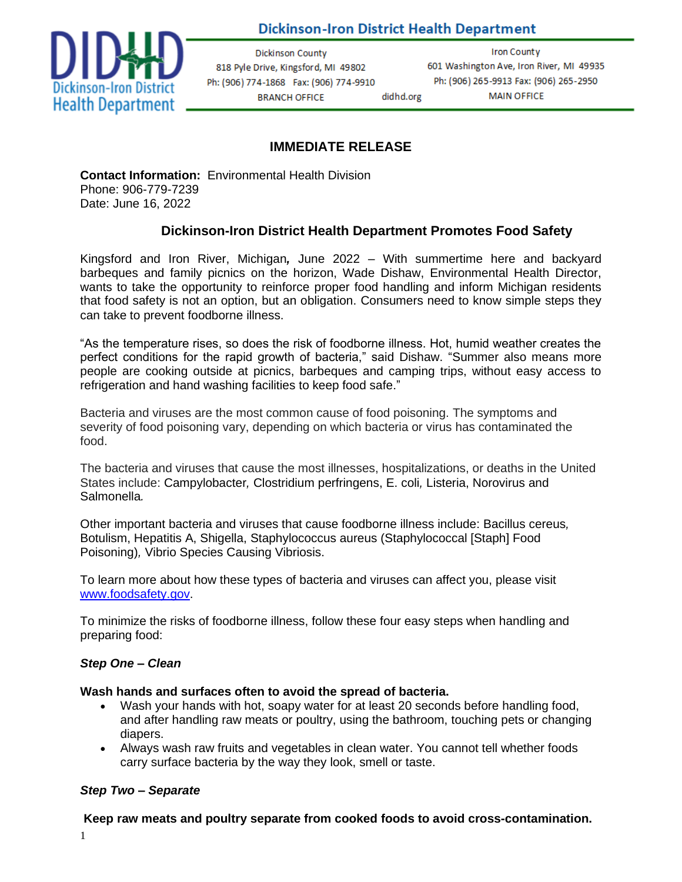# Dickinson-Iron District Health Department

Dickinson County
818 Pyle Drive, Kingsford, MI 49802
Ph: (906) 774-1868 Fax: (906) 774-9910
BRANCH OFFICE

didhd.org

Iron County
601 Washington Ave, Iron River, MI 49935
Ph: (906) 265-9913 Fax: (906) 265-2950
MAIN OFFICE

## IMMEDIATE RELEASE

**Contact Information:** Environmental Health Division
Phone: 906-779-7239
Date: June 16, 2022

### Dickinson-Iron District Health Department Promotes Food Safety

Kingsford and Iron River, Michigan**,** June 2022 – With summertime here and backyard barbeques and family picnics on the horizon, Wade Dishaw, Environmental Health Director, wants to take the opportunity to reinforce proper food handling and inform Michigan residents that food safety is not an option, but an obligation. Consumers need to know simple steps they can take to prevent foodborne illness.

"As the temperature rises, so does the risk of foodborne illness. Hot, humid weather creates the perfect conditions for the rapid growth of bacteria," said Dishaw. "Summer also means more people are cooking outside at picnics, barbeques and camping trips, without easy access to refrigeration and hand washing facilities to keep food safe."

Bacteria and viruses are the most common cause of food poisoning. The symptoms and severity of food poisoning vary, depending on which bacteria or virus has contaminated the food.

The bacteria and viruses that cause the most illnesses, hospitalizations, or deaths in the United States include: Campylobacter*,* Clostridium perfringens, E. coli*,* Listeria, Norovirus and Salmonella*.*

Other important bacteria and viruses that cause foodborne illness include: Bacillus cereus*,* Botulism, Hepatitis A, Shigella, Staphylococcus aureus (Staphylococcal [Staph] Food Poisoning)*,* Vibrio Species Causing Vibriosis.

To learn more about how these types of bacteria and viruses can affect you, please visit www.foodsafety.gov.

To minimize the risks of foodborne illness, follow these four easy steps when handling and preparing food:

***Step One – Clean***

**Wash hands and surfaces often to avoid the spread of bacteria.**

- Wash your hands with hot, soapy water for at least 20 seconds before handling food, and after handling raw meats or poultry, using the bathroom, touching pets or changing diapers.
- Always wash raw fruits and vegetables in clean water. You cannot tell whether foods carry surface bacteria by the way they look, smell or taste.

***Step Two – Separate***

**Keep raw meats and poultry separate from cooked foods to avoid cross-contamination.**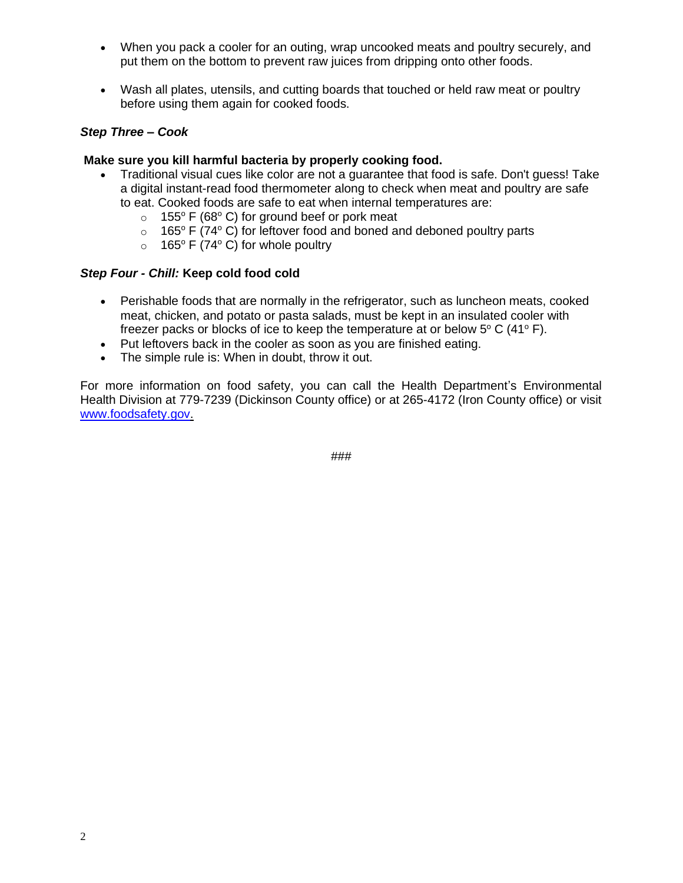- When you pack a cooler for an outing, wrap uncooked meats and poultry securely, and put them on the bottom to prevent raw juices from dripping onto other foods.

- Wash all plates, utensils, and cutting boards that touched or held raw meat or poultry before using them again for cooked foods.

***Step Three – Cook***

**Make sure you kill harmful bacteria by properly cooking food.**

- Traditional visual cues like color are not a guarantee that food is safe. Don't guess! Take a digital instant-read food thermometer along to check when meat and poultry are safe to eat. Cooked foods are safe to eat when internal temperatures are:
  - 155º F (68º C) for ground beef or pork meat
  - 165º F (74º C) for leftover food and boned and deboned poultry parts
  - 165º F (74º C) for whole poultry

***Step Four - Chill:* Keep cold food cold**

- Perishable foods that are normally in the refrigerator, such as luncheon meats, cooked meat, chicken, and potato or pasta salads, must be kept in an insulated cooler with freezer packs or blocks of ice to keep the temperature at or below 5º C (41º F).
- Put leftovers back in the cooler as soon as you are finished eating.
- The simple rule is: When in doubt, throw it out.

For more information on food safety, you can call the Health Department's Environmental Health Division at 779-7239 (Dickinson County office) or at 265-4172 (Iron County office) or visit [www.foodsafety.gov.](http://www.foodsafety.gov)

###